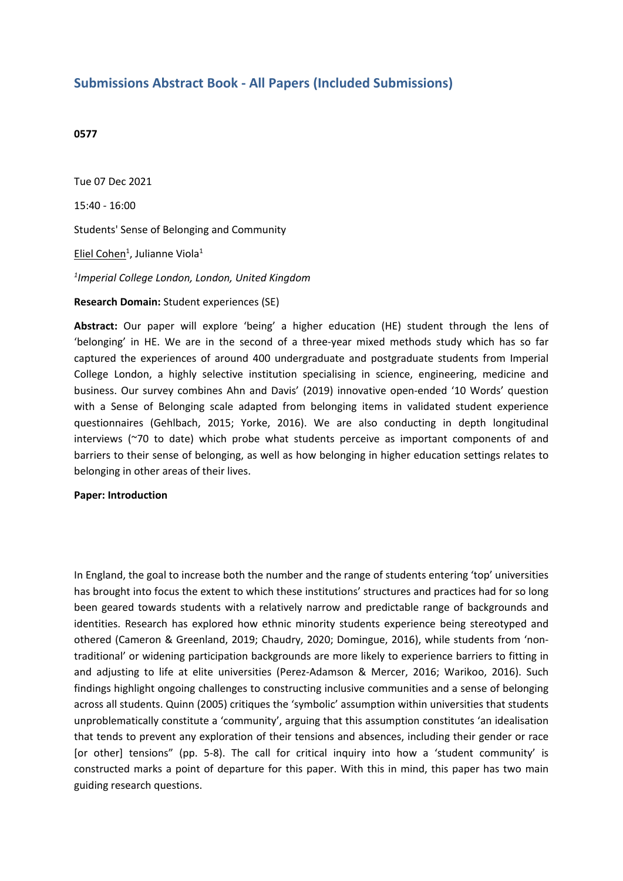## Submissions Abstract Book - All Papers (Included Submissions)

**0577**

Tue 07 Dec 2021

15:40 - 16:00

Students' Sense of Belonging and Community

Eliel Cohen[1], Julianne Viola[1]

[1]*Imperial College London, London, United Kingdom*

**Research Domain:** Student experiences (SE)

**Abstract:** Our paper will explore 'being' a higher education (HE) student through the lens of 'belonging' in HE. We are in the second of a three-year mixed methods study which has so far captured the experiences of around 400 undergraduate and postgraduate students from Imperial College London, a highly selective institution specialising in science, engineering, medicine and business. Our survey combines Ahn and Davis' (2019) innovative open-ended '10 Words' question with a Sense of Belonging scale adapted from belonging items in validated student experience questionnaires (Gehlbach, 2015; Yorke, 2016). We are also conducting in depth longitudinal interviews (~70 to date) which probe what students perceive as important components of and barriers to their sense of belonging, as well as how belonging in higher education settings relates to belonging in other areas of their lives.

**Paper: Introduction**

In England, the goal to increase both the number and the range of students entering 'top' universities has brought into focus the extent to which these institutions' structures and practices had for so long been geared towards students with a relatively narrow and predictable range of backgrounds and identities. Research has explored how ethnic minority students experience being stereotyped and othered (Cameron & Greenland, 2019; Chaudry, 2020; Domingue, 2016), while students from 'non-traditional' or widening participation backgrounds are more likely to experience barriers to fitting in and adjusting to life at elite universities (Perez-Adamson & Mercer, 2016; Warikoo, 2016). Such findings highlight ongoing challenges to constructing inclusive communities and a sense of belonging across all students. Quinn (2005) critiques the 'symbolic' assumption within universities that students unproblematically constitute a 'community', arguing that this assumption constitutes 'an idealisation that tends to prevent any exploration of their tensions and absences, including their gender or race [or other] tensions" (pp. 5-8). The call for critical inquiry into how a 'student community' is constructed marks a point of departure for this paper. With this in mind, this paper has two main guiding research questions.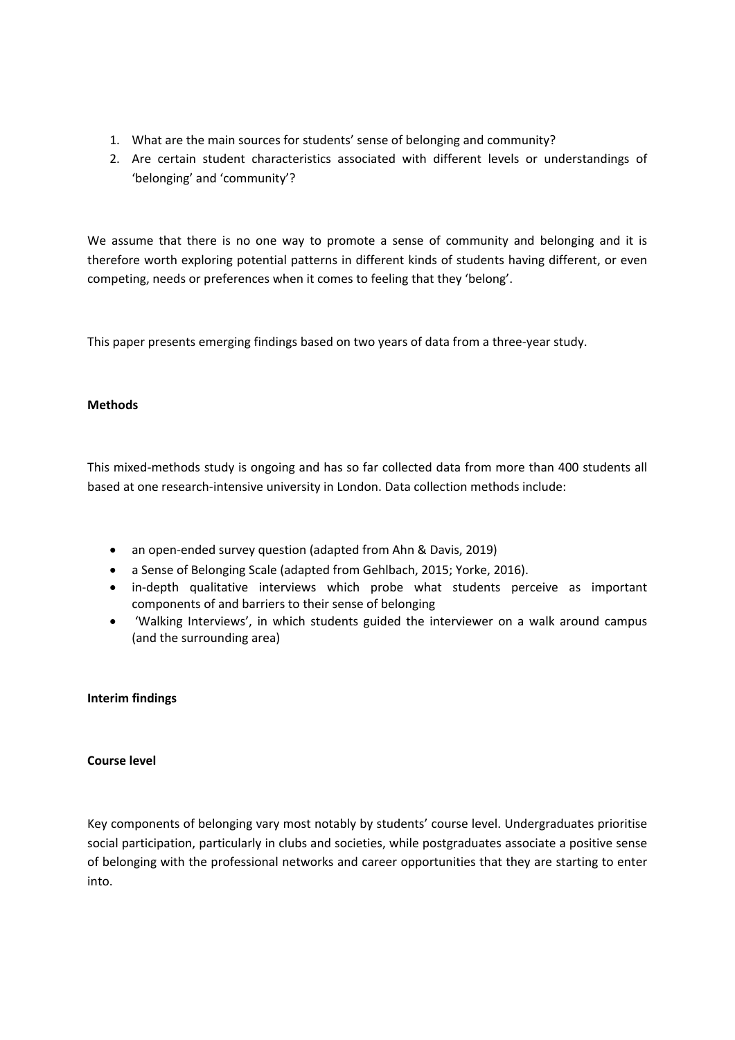1. What are the main sources for students' sense of belonging and community?
2. Are certain student characteristics associated with different levels or understandings of 'belonging' and 'community'?

We assume that there is no one way to promote a sense of community and belonging and it is therefore worth exploring potential patterns in different kinds of students having different, or even competing, needs or preferences when it comes to feeling that they 'belong'.

This paper presents emerging findings based on two years of data from a three-year study.

**Methods**

This mixed-methods study is ongoing and has so far collected data from more than 400 students all based at one research-intensive university in London. Data collection methods include:

- an open-ended survey question (adapted from Ahn & Davis, 2019)
- a Sense of Belonging Scale (adapted from Gehlbach, 2015; Yorke, 2016).
- in-depth qualitative interviews which probe what students perceive as important components of and barriers to their sense of belonging
- 'Walking Interviews', in which students guided the interviewer on a walk around campus (and the surrounding area)

**Interim findings**

**Course level**

Key components of belonging vary most notably by students' course level. Undergraduates prioritise social participation, particularly in clubs and societies, while postgraduates associate a positive sense of belonging with the professional networks and career opportunities that they are starting to enter into.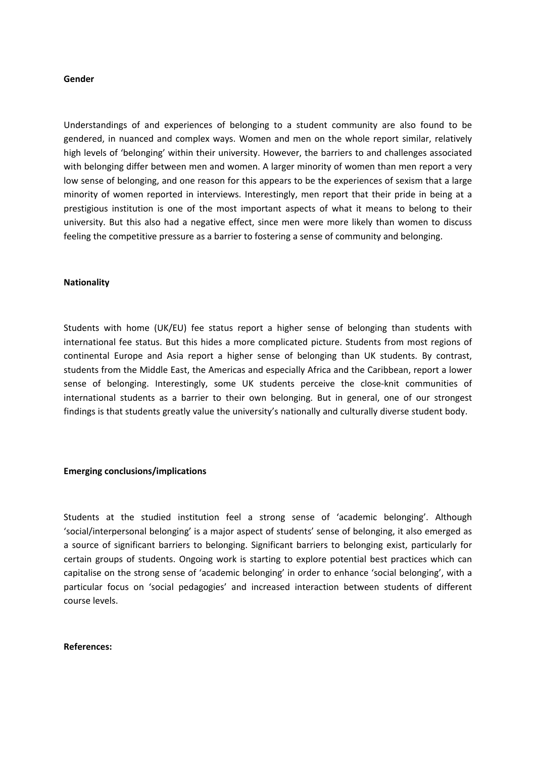**Gender**

Understandings of and experiences of belonging to a student community are also found to be gendered, in nuanced and complex ways. Women and men on the whole report similar, relatively high levels of 'belonging' within their university. However, the barriers to and challenges associated with belonging differ between men and women. A larger minority of women than men report a very low sense of belonging, and one reason for this appears to be the experiences of sexism that a large minority of women reported in interviews. Interestingly, men report that their pride in being at a prestigious institution is one of the most important aspects of what it means to belong to their university. But this also had a negative effect, since men were more likely than women to discuss feeling the competitive pressure as a barrier to fostering a sense of community and belonging.

**Nationality**

Students with home (UK/EU) fee status report a higher sense of belonging than students with international fee status. But this hides a more complicated picture. Students from most regions of continental Europe and Asia report a higher sense of belonging than UK students. By contrast, students from the Middle East, the Americas and especially Africa and the Caribbean, report a lower sense of belonging. Interestingly, some UK students perceive the close-knit communities of international students as a barrier to their own belonging. But in general, one of our strongest findings is that students greatly value the university's nationally and culturally diverse student body.

**Emerging conclusions/implications**

Students at the studied institution feel a strong sense of 'academic belonging'. Although 'social/interpersonal belonging' is a major aspect of students' sense of belonging, it also emerged as a source of significant barriers to belonging. Significant barriers to belonging exist, particularly for certain groups of students. Ongoing work is starting to explore potential best practices which can capitalise on the strong sense of 'academic belonging' in order to enhance 'social belonging', with a particular focus on 'social pedagogies' and increased interaction between students of different course levels.

**References:**